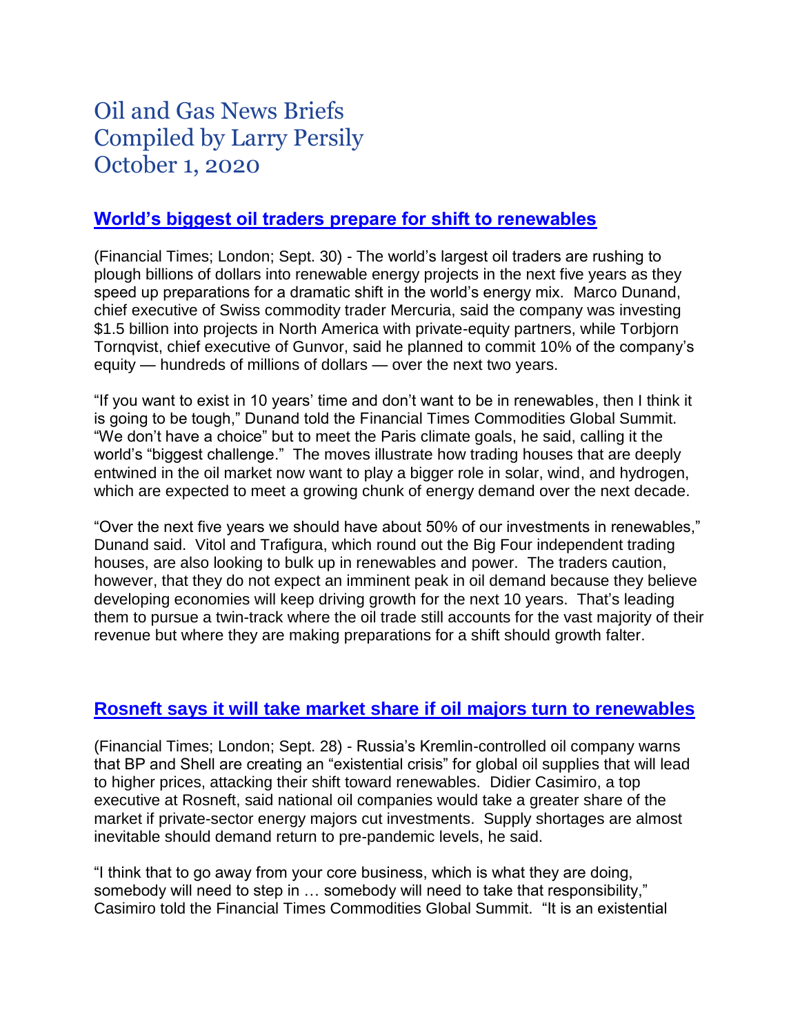# Oil and Gas News Briefs
# Compiled by Larry Persily
# October 1, 2020

## World's biggest oil traders prepare for shift to renewables

(Financial Times; London; Sept. 30) - The world's largest oil traders are rushing to plough billions of dollars into renewable energy projects in the next five years as they speed up preparations for a dramatic shift in the world's energy mix. Marco Dunand, chief executive of Swiss commodity trader Mercuria, said the company was investing $1.5 billion into projects in North America with private-equity partners, while Torbjorn Tornqvist, chief executive of Gunvor, said he planned to commit 10% of the company's equity — hundreds of millions of dollars — over the next two years.

"If you want to exist in 10 years' time and don't want to be in renewables, then I think it is going to be tough," Dunand told the Financial Times Commodities Global Summit. "We don't have a choice" but to meet the Paris climate goals, he said, calling it the world's "biggest challenge." The moves illustrate how trading houses that are deeply entwined in the oil market now want to play a bigger role in solar, wind, and hydrogen, which are expected to meet a growing chunk of energy demand over the next decade.

"Over the next five years we should have about 50% of our investments in renewables," Dunand said. Vitol and Trafigura, which round out the Big Four independent trading houses, are also looking to bulk up in renewables and power. The traders caution, however, that they do not expect an imminent peak in oil demand because they believe developing economies will keep driving growth for the next 10 years. That's leading them to pursue a twin-track where the oil trade still accounts for the vast majority of their revenue but where they are making preparations for a shift should growth falter.

## Rosneft says it will take market share if oil majors turn to renewables

(Financial Times; London; Sept. 28) - Russia's Kremlin-controlled oil company warns that BP and Shell are creating an "existential crisis" for global oil supplies that will lead to higher prices, attacking their shift toward renewables. Didier Casimiro, a top executive at Rosneft, said national oil companies would take a greater share of the market if private-sector energy majors cut investments. Supply shortages are almost inevitable should demand return to pre-pandemic levels, he said.

"I think that to go away from your core business, which is what they are doing, somebody will need to step in … somebody will need to take that responsibility," Casimiro told the Financial Times Commodities Global Summit. "It is an existential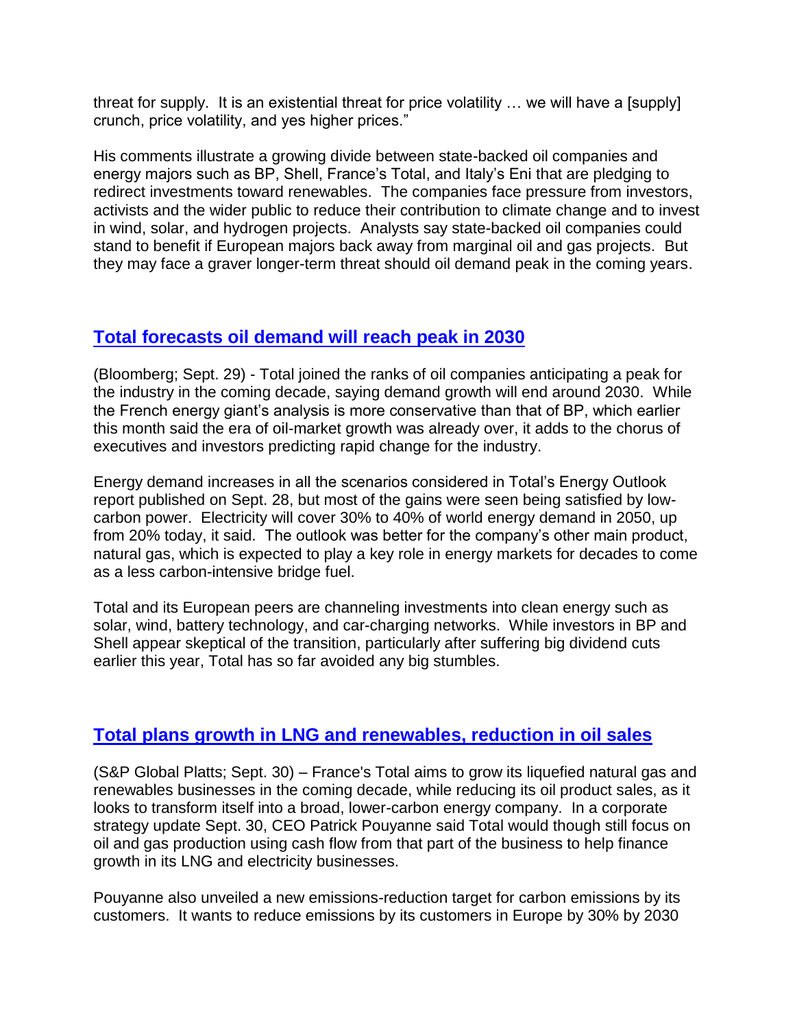threat for supply. It is an existential threat for price volatility … we will have a [supply] crunch, price volatility, and yes higher prices."

His comments illustrate a growing divide between state-backed oil companies and energy majors such as BP, Shell, France's Total, and Italy's Eni that are pledging to redirect investments toward renewables. The companies face pressure from investors, activists and the wider public to reduce their contribution to climate change and to invest in wind, solar, and hydrogen projects. Analysts say state-backed oil companies could stand to benefit if European majors back away from marginal oil and gas projects. But they may face a graver longer-term threat should oil demand peak in the coming years.

## Total forecasts oil demand will reach peak in 2030

(Bloomberg; Sept. 29) - Total joined the ranks of oil companies anticipating a peak for the industry in the coming decade, saying demand growth will end around 2030. While the French energy giant's analysis is more conservative than that of BP, which earlier this month said the era of oil-market growth was already over, it adds to the chorus of executives and investors predicting rapid change for the industry.

Energy demand increases in all the scenarios considered in Total's Energy Outlook report published on Sept. 28, but most of the gains were seen being satisfied by low-carbon power. Electricity will cover 30% to 40% of world energy demand in 2050, up from 20% today, it said. The outlook was better for the company's other main product, natural gas, which is expected to play a key role in energy markets for decades to come as a less carbon-intensive bridge fuel.

Total and its European peers are channeling investments into clean energy such as solar, wind, battery technology, and car-charging networks. While investors in BP and Shell appear skeptical of the transition, particularly after suffering big dividend cuts earlier this year, Total has so far avoided any big stumbles.

## Total plans growth in LNG and renewables, reduction in oil sales

(S&P Global Platts; Sept. 30) – France's Total aims to grow its liquefied natural gas and renewables businesses in the coming decade, while reducing its oil product sales, as it looks to transform itself into a broad, lower-carbon energy company. In a corporate strategy update Sept. 30, CEO Patrick Pouyanne said Total would though still focus on oil and gas production using cash flow from that part of the business to help finance growth in its LNG and electricity businesses.

Pouyanne also unveiled a new emissions-reduction target for carbon emissions by its customers. It wants to reduce emissions by its customers in Europe by 30% by 2030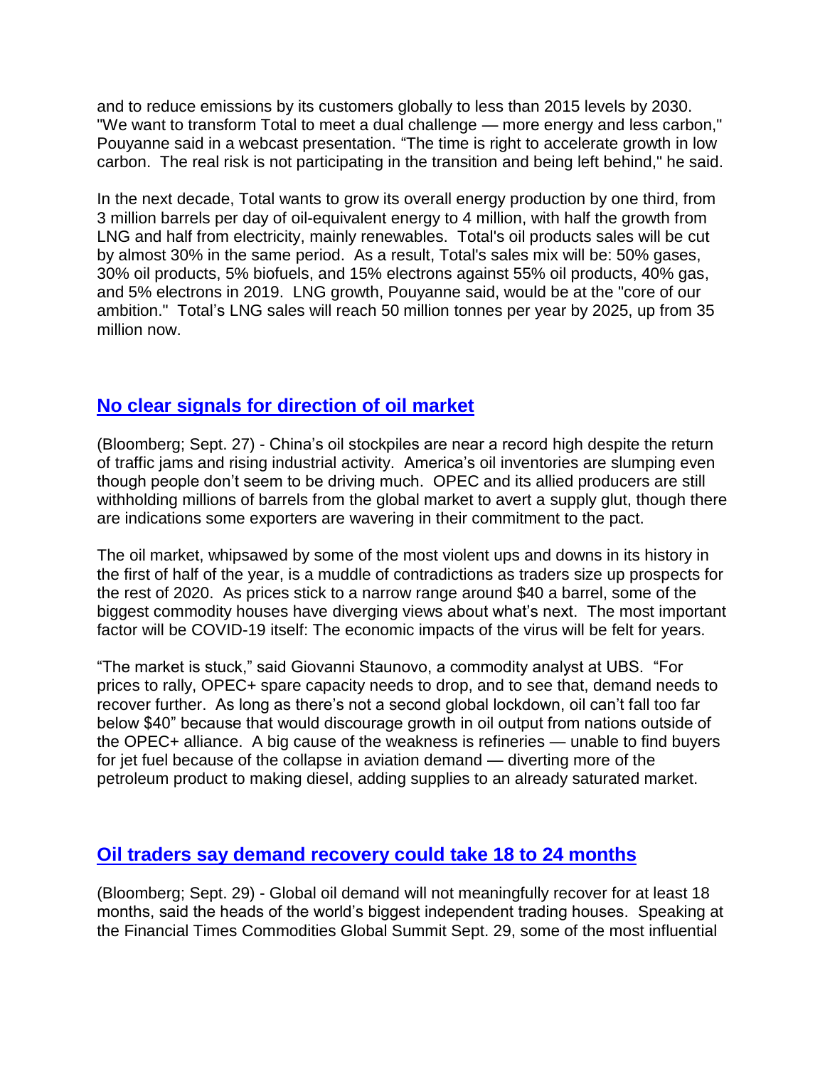and to reduce emissions by its customers globally to less than 2015 levels by 2030. "We want to transform Total to meet a dual challenge — more energy and less carbon," Pouyanne said in a webcast presentation. "The time is right to accelerate growth in low carbon. The real risk is not participating in the transition and being left behind," he said.

In the next decade, Total wants to grow its overall energy production by one third, from 3 million barrels per day of oil-equivalent energy to 4 million, with half the growth from LNG and half from electricity, mainly renewables. Total's oil products sales will be cut by almost 30% in the same period. As a result, Total's sales mix will be: 50% gases, 30% oil products, 5% biofuels, and 15% electrons against 55% oil products, 40% gas, and 5% electrons in 2019. LNG growth, Pouyanne said, would be at the "core of our ambition." Total's LNG sales will reach 50 million tonnes per year by 2025, up from 35 million now.

## No clear signals for direction of oil market

(Bloomberg; Sept. 27) - China's oil stockpiles are near a record high despite the return of traffic jams and rising industrial activity. America's oil inventories are slumping even though people don't seem to be driving much. OPEC and its allied producers are still withholding millions of barrels from the global market to avert a supply glut, though there are indications some exporters are wavering in their commitment to the pact.

The oil market, whipsawed by some of the most violent ups and downs in its history in the first of half of the year, is a muddle of contradictions as traders size up prospects for the rest of 2020. As prices stick to a narrow range around $40 a barrel, some of the biggest commodity houses have diverging views about what's next. The most important factor will be COVID-19 itself: The economic impacts of the virus will be felt for years.

"The market is stuck," said Giovanni Staunovo, a commodity analyst at UBS. "For prices to rally, OPEC+ spare capacity needs to drop, and to see that, demand needs to recover further. As long as there's not a second global lockdown, oil can't fall too far below $40" because that would discourage growth in oil output from nations outside of the OPEC+ alliance. A big cause of the weakness is refineries — unable to find buyers for jet fuel because of the collapse in aviation demand — diverting more of the petroleum product to making diesel, adding supplies to an already saturated market.

## Oil traders say demand recovery could take 18 to 24 months

(Bloomberg; Sept. 29) - Global oil demand will not meaningfully recover for at least 18 months, said the heads of the world's biggest independent trading houses. Speaking at the Financial Times Commodities Global Summit Sept. 29, some of the most influential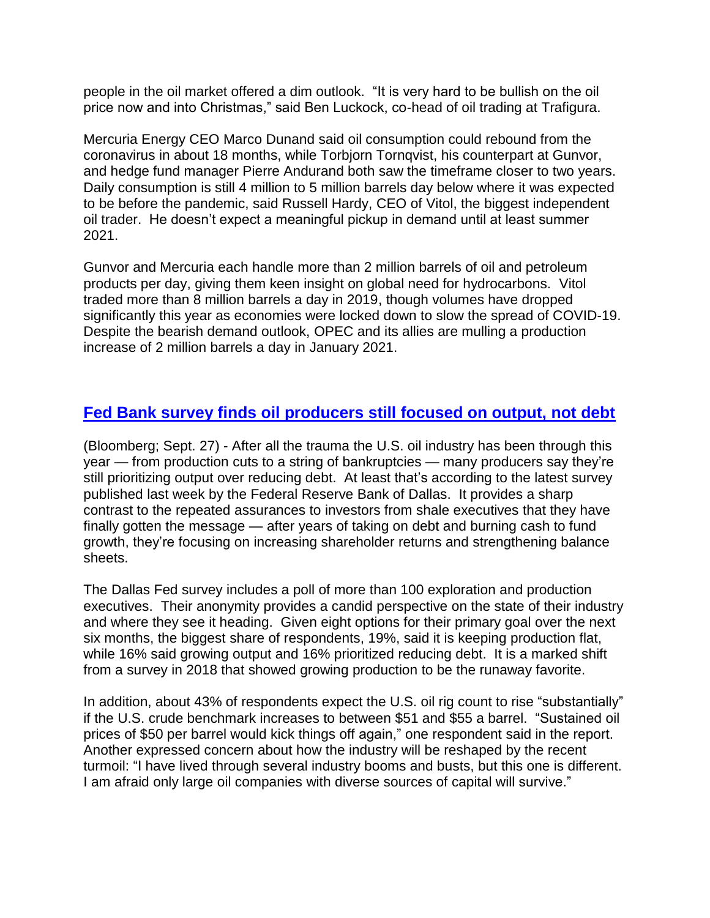people in the oil market offered a dim outlook. "It is very hard to be bullish on the oil price now and into Christmas," said Ben Luckock, co-head of oil trading at Trafigura.

Mercuria Energy CEO Marco Dunand said oil consumption could rebound from the coronavirus in about 18 months, while Torbjorn Tornqvist, his counterpart at Gunvor, and hedge fund manager Pierre Andurand both saw the timeframe closer to two years. Daily consumption is still 4 million to 5 million barrels day below where it was expected to be before the pandemic, said Russell Hardy, CEO of Vitol, the biggest independent oil trader. He doesn't expect a meaningful pickup in demand until at least summer 2021.

Gunvor and Mercuria each handle more than 2 million barrels of oil and petroleum products per day, giving them keen insight on global need for hydrocarbons. Vitol traded more than 8 million barrels a day in 2019, though volumes have dropped significantly this year as economies were locked down to slow the spread of COVID-19. Despite the bearish demand outlook, OPEC and its allies are mulling a production increase of 2 million barrels a day in January 2021.

## Fed Bank survey finds oil producers still focused on output, not debt

(Bloomberg; Sept. 27) - After all the trauma the U.S. oil industry has been through this year — from production cuts to a string of bankruptcies — many producers say they're still prioritizing output over reducing debt. At least that's according to the latest survey published last week by the Federal Reserve Bank of Dallas. It provides a sharp contrast to the repeated assurances to investors from shale executives that they have finally gotten the message — after years of taking on debt and burning cash to fund growth, they're focusing on increasing shareholder returns and strengthening balance sheets.

The Dallas Fed survey includes a poll of more than 100 exploration and production executives. Their anonymity provides a candid perspective on the state of their industry and where they see it heading. Given eight options for their primary goal over the next six months, the biggest share of respondents, 19%, said it is keeping production flat, while 16% said growing output and 16% prioritized reducing debt. It is a marked shift from a survey in 2018 that showed growing production to be the runaway favorite.

In addition, about 43% of respondents expect the U.S. oil rig count to rise "substantially" if the U.S. crude benchmark increases to between $51 and $55 a barrel. "Sustained oil prices of $50 per barrel would kick things off again," one respondent said in the report. Another expressed concern about how the industry will be reshaped by the recent turmoil: "I have lived through several industry booms and busts, but this one is different. I am afraid only large oil companies with diverse sources of capital will survive."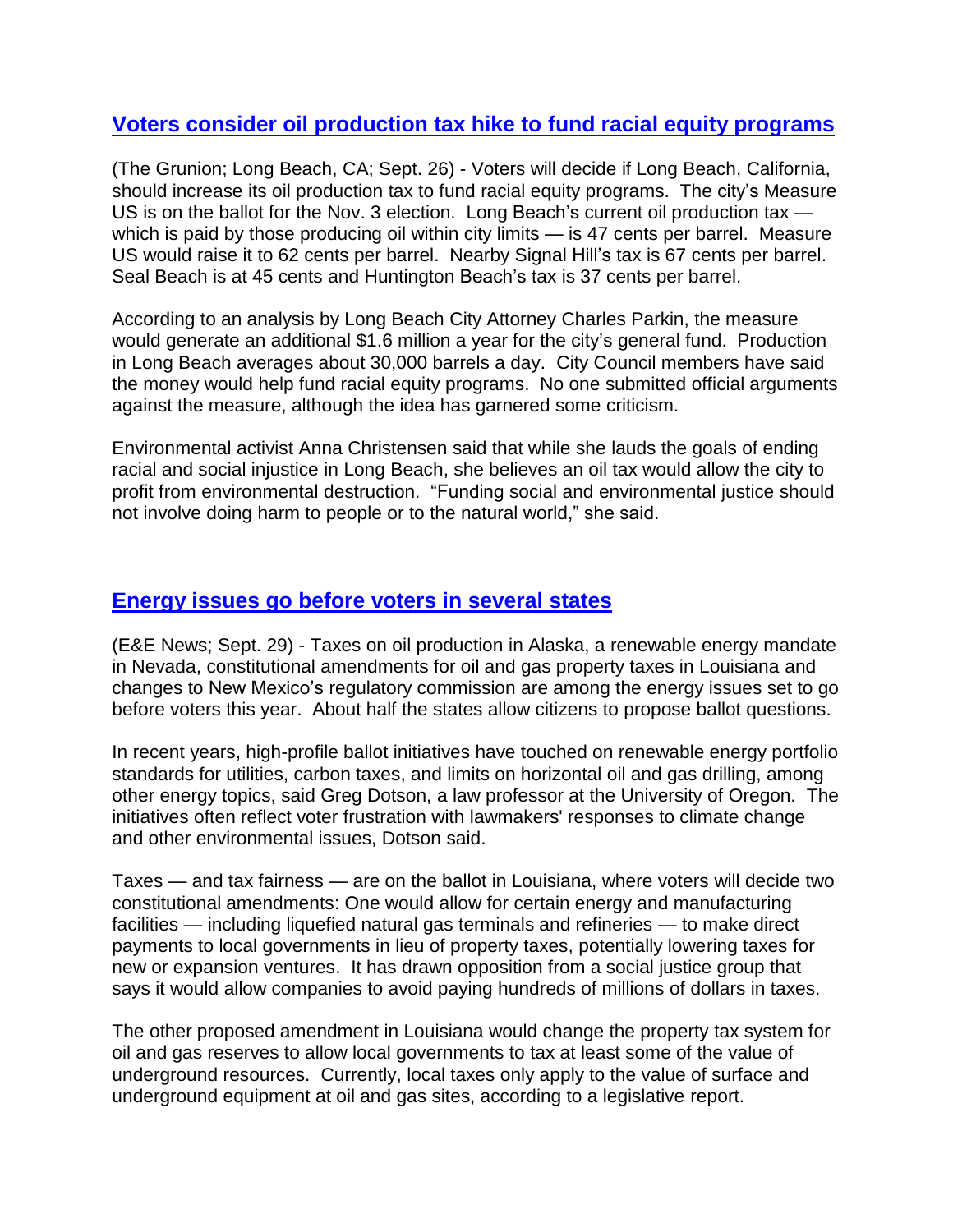## [Voters consider oil production tax hike to fund racial equity programs]

(The Grunion; Long Beach, CA; Sept. 26) - Voters will decide if Long Beach, California, should increase its oil production tax to fund racial equity programs. The city's Measure US is on the ballot for the Nov. 3 election. Long Beach's current oil production tax — which is paid by those producing oil within city limits — is 47 cents per barrel. Measure US would raise it to 62 cents per barrel. Nearby Signal Hill's tax is 67 cents per barrel. Seal Beach is at 45 cents and Huntington Beach's tax is 37 cents per barrel.

According to an analysis by Long Beach City Attorney Charles Parkin, the measure would generate an additional $1.6 million a year for the city's general fund. Production in Long Beach averages about 30,000 barrels a day. City Council members have said the money would help fund racial equity programs. No one submitted official arguments against the measure, although the idea has garnered some criticism.

Environmental activist Anna Christensen said that while she lauds the goals of ending racial and social injustice in Long Beach, she believes an oil tax would allow the city to profit from environmental destruction. "Funding social and environmental justice should not involve doing harm to people or to the natural world," she said.

## [Energy issues go before voters in several states]

(E&E News; Sept. 29) - Taxes on oil production in Alaska, a renewable energy mandate in Nevada, constitutional amendments for oil and gas property taxes in Louisiana and changes to New Mexico's regulatory commission are among the energy issues set to go before voters this year. About half the states allow citizens to propose ballot questions.

In recent years, high-profile ballot initiatives have touched on renewable energy portfolio standards for utilities, carbon taxes, and limits on horizontal oil and gas drilling, among other energy topics, said Greg Dotson, a law professor at the University of Oregon. The initiatives often reflect voter frustration with lawmakers' responses to climate change and other environmental issues, Dotson said.

Taxes — and tax fairness — are on the ballot in Louisiana, where voters will decide two constitutional amendments: One would allow for certain energy and manufacturing facilities — including liquefied natural gas terminals and refineries — to make direct payments to local governments in lieu of property taxes, potentially lowering taxes for new or expansion ventures. It has drawn opposition from a social justice group that says it would allow companies to avoid paying hundreds of millions of dollars in taxes.

The other proposed amendment in Louisiana would change the property tax system for oil and gas reserves to allow local governments to tax at least some of the value of underground resources. Currently, local taxes only apply to the value of surface and underground equipment at oil and gas sites, according to a legislative report.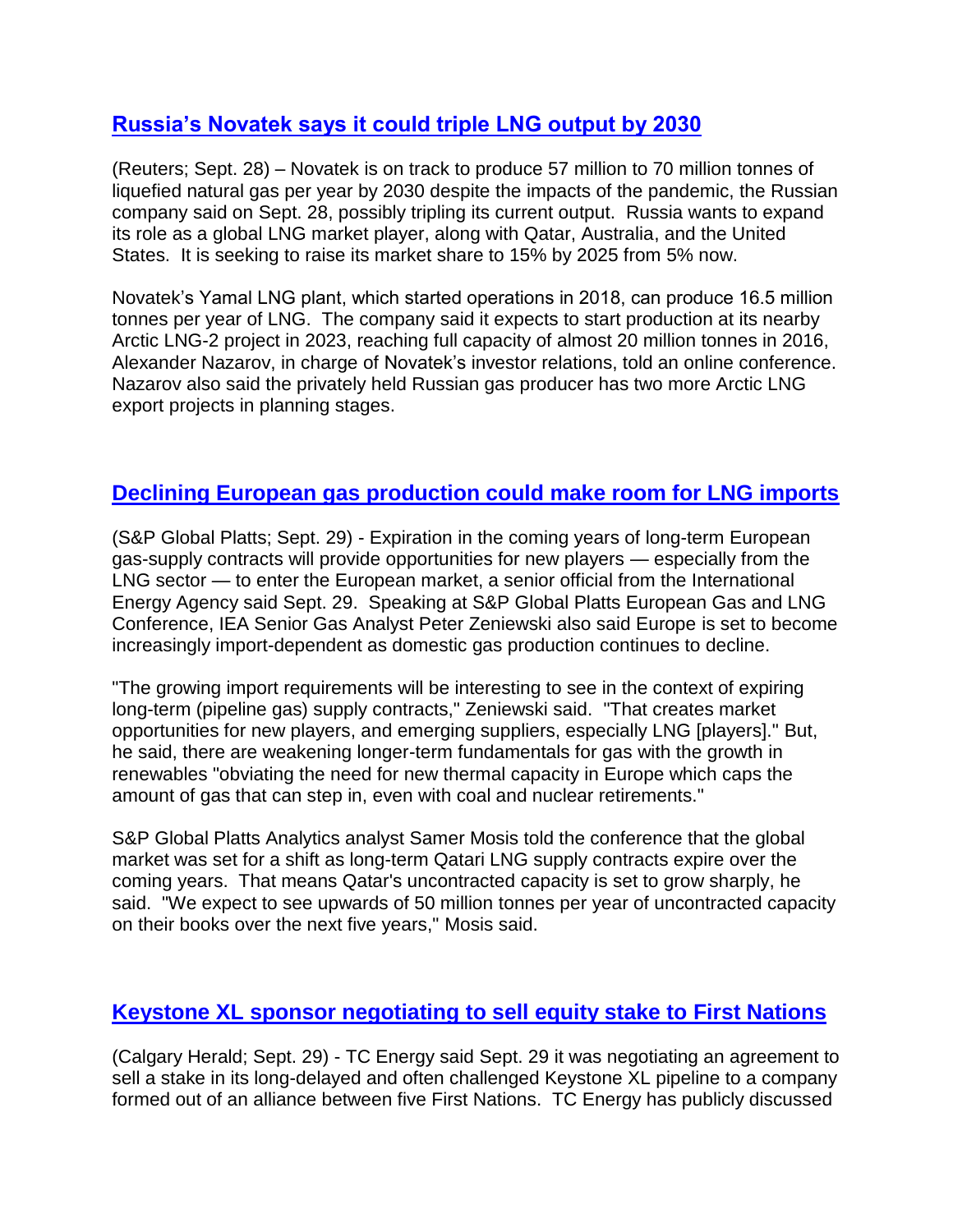## [Russia's Novatek says it could triple LNG output by 2030]

(Reuters; Sept. 28) – Novatek is on track to produce 57 million to 70 million tonnes of liquefied natural gas per year by 2030 despite the impacts of the pandemic, the Russian company said on Sept. 28, possibly tripling its current output. Russia wants to expand its role as a global LNG market player, along with Qatar, Australia, and the United States. It is seeking to raise its market share to 15% by 2025 from 5% now.

Novatek's Yamal LNG plant, which started operations in 2018, can produce 16.5 million tonnes per year of LNG. The company said it expects to start production at its nearby Arctic LNG-2 project in 2023, reaching full capacity of almost 20 million tonnes in 2016, Alexander Nazarov, in charge of Novatek's investor relations, told an online conference. Nazarov also said the privately held Russian gas producer has two more Arctic LNG export projects in planning stages.

## [Declining European gas production could make room for LNG imports]

(S&P Global Platts; Sept. 29) - Expiration in the coming years of long-term European gas-supply contracts will provide opportunities for new players — especially from the LNG sector — to enter the European market, a senior official from the International Energy Agency said Sept. 29. Speaking at S&P Global Platts European Gas and LNG Conference, IEA Senior Gas Analyst Peter Zeniewski also said Europe is set to become increasingly import-dependent as domestic gas production continues to decline.

"The growing import requirements will be interesting to see in the context of expiring long-term (pipeline gas) supply contracts," Zeniewski said. "That creates market opportunities for new players, and emerging suppliers, especially LNG [players]." But, he said, there are weakening longer-term fundamentals for gas with the growth in renewables "obviating the need for new thermal capacity in Europe which caps the amount of gas that can step in, even with coal and nuclear retirements."

S&P Global Platts Analytics analyst Samer Mosis told the conference that the global market was set for a shift as long-term Qatari LNG supply contracts expire over the coming years. That means Qatar's uncontracted capacity is set to grow sharply, he said. "We expect to see upwards of 50 million tonnes per year of uncontracted capacity on their books over the next five years," Mosis said.

## [Keystone XL sponsor negotiating to sell equity stake to First Nations]

(Calgary Herald; Sept. 29) - TC Energy said Sept. 29 it was negotiating an agreement to sell a stake in its long-delayed and often challenged Keystone XL pipeline to a company formed out of an alliance between five First Nations. TC Energy has publicly discussed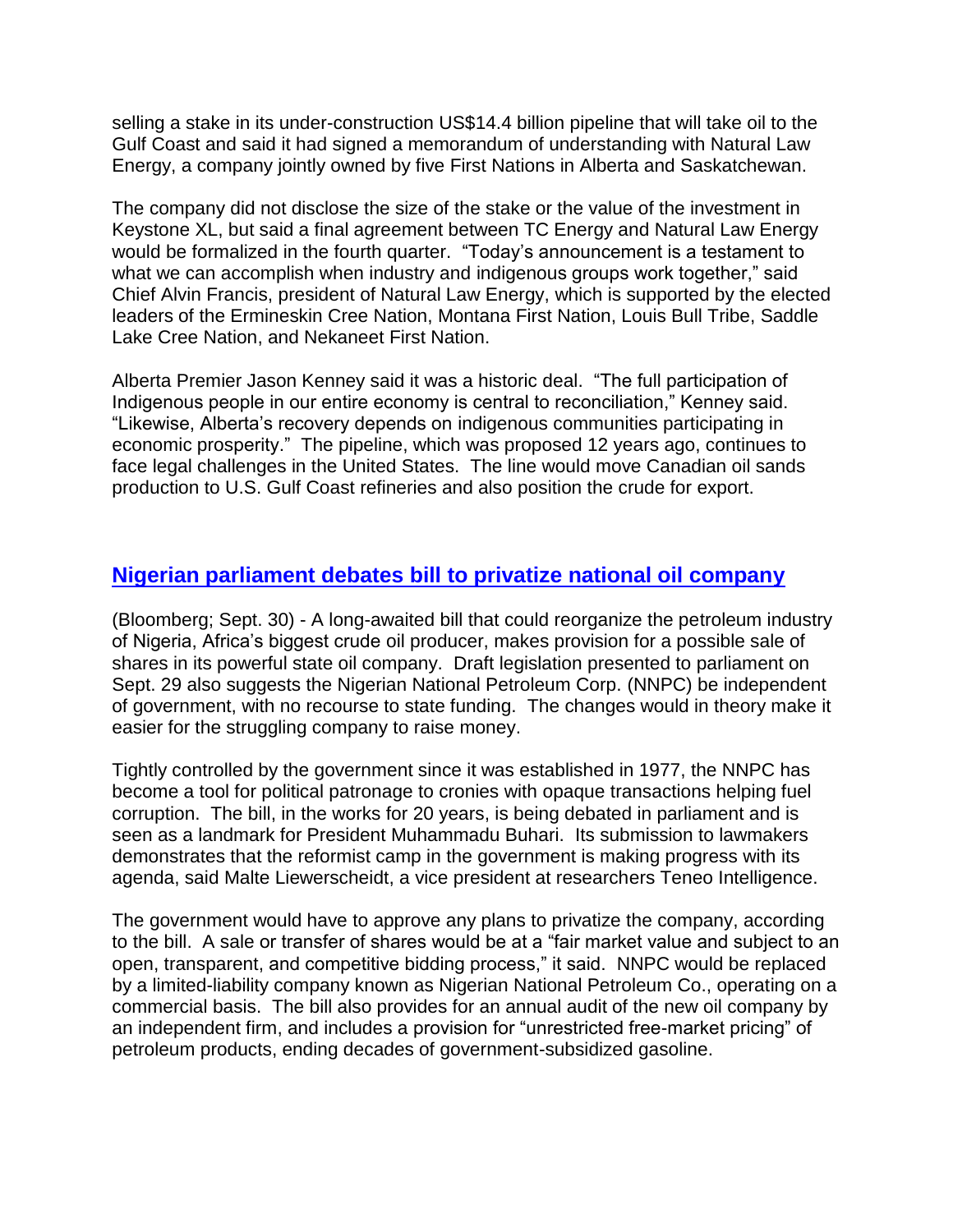selling a stake in its under-construction US$14.4 billion pipeline that will take oil to the Gulf Coast and said it had signed a memorandum of understanding with Natural Law Energy, a company jointly owned by five First Nations in Alberta and Saskatchewan.

The company did not disclose the size of the stake or the value of the investment in Keystone XL, but said a final agreement between TC Energy and Natural Law Energy would be formalized in the fourth quarter. "Today's announcement is a testament to what we can accomplish when industry and indigenous groups work together," said Chief Alvin Francis, president of Natural Law Energy, which is supported by the elected leaders of the Ermineskin Cree Nation, Montana First Nation, Louis Bull Tribe, Saddle Lake Cree Nation, and Nekaneet First Nation.

Alberta Premier Jason Kenney said it was a historic deal. "The full participation of Indigenous people in our entire economy is central to reconciliation," Kenney said. "Likewise, Alberta's recovery depends on indigenous communities participating in economic prosperity." The pipeline, which was proposed 12 years ago, continues to face legal challenges in the United States. The line would move Canadian oil sands production to U.S. Gulf Coast refineries and also position the crude for export.

## Nigerian parliament debates bill to privatize national oil company

(Bloomberg; Sept. 30) - A long-awaited bill that could reorganize the petroleum industry of Nigeria, Africa's biggest crude oil producer, makes provision for a possible sale of shares in its powerful state oil company. Draft legislation presented to parliament on Sept. 29 also suggests the Nigerian National Petroleum Corp. (NNPC) be independent of government, with no recourse to state funding. The changes would in theory make it easier for the struggling company to raise money.

Tightly controlled by the government since it was established in 1977, the NNPC has become a tool for political patronage to cronies with opaque transactions helping fuel corruption. The bill, in the works for 20 years, is being debated in parliament and is seen as a landmark for President Muhammadu Buhari. Its submission to lawmakers demonstrates that the reformist camp in the government is making progress with its agenda, said Malte Liewerscheidt, a vice president at researchers Teneo Intelligence.

The government would have to approve any plans to privatize the company, according to the bill. A sale or transfer of shares would be at a "fair market value and subject to an open, transparent, and competitive bidding process," it said. NNPC would be replaced by a limited-liability company known as Nigerian National Petroleum Co., operating on a commercial basis. The bill also provides for an annual audit of the new oil company by an independent firm, and includes a provision for "unrestricted free-market pricing" of petroleum products, ending decades of government-subsidized gasoline.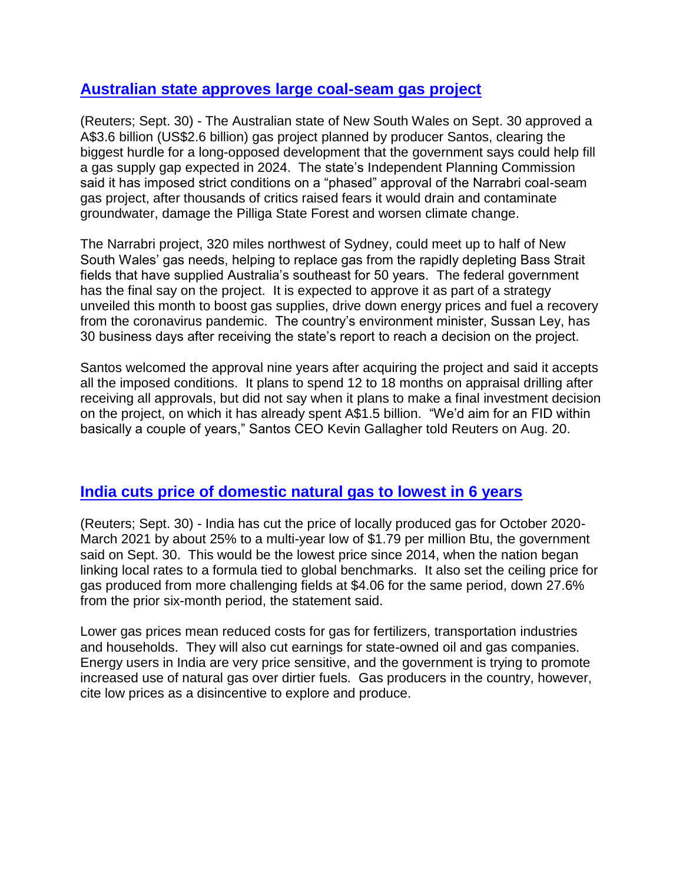## [Australian state approves large coal-seam gas project]

(Reuters; Sept. 30) - The Australian state of New South Wales on Sept. 30 approved a A$3.6 billion (US$2.6 billion) gas project planned by producer Santos, clearing the biggest hurdle for a long-opposed development that the government says could help fill a gas supply gap expected in 2024. The state's Independent Planning Commission said it has imposed strict conditions on a "phased" approval of the Narrabri coal-seam gas project, after thousands of critics raised fears it would drain and contaminate groundwater, damage the Pilliga State Forest and worsen climate change.

The Narrabri project, 320 miles northwest of Sydney, could meet up to half of New South Wales' gas needs, helping to replace gas from the rapidly depleting Bass Strait fields that have supplied Australia's southeast for 50 years. The federal government has the final say on the project. It is expected to approve it as part of a strategy unveiled this month to boost gas supplies, drive down energy prices and fuel a recovery from the coronavirus pandemic. The country's environment minister, Sussan Ley, has 30 business days after receiving the state's report to reach a decision on the project.

Santos welcomed the approval nine years after acquiring the project and said it accepts all the imposed conditions. It plans to spend 12 to 18 months on appraisal drilling after receiving all approvals, but did not say when it plans to make a final investment decision on the project, on which it has already spent A$1.5 billion. "We'd aim for an FID within basically a couple of years," Santos CEO Kevin Gallagher told Reuters on Aug. 20.

## [India cuts price of domestic natural gas to lowest in 6 years]

(Reuters; Sept. 30) - India has cut the price of locally produced gas for October 2020-March 2021 by about 25% to a multi-year low of $1.79 per million Btu, the government said on Sept. 30. This would be the lowest price since 2014, when the nation began linking local rates to a formula tied to global benchmarks. It also set the ceiling price for gas produced from more challenging fields at $4.06 for the same period, down 27.6% from the prior six-month period, the statement said.

Lower gas prices mean reduced costs for gas for fertilizers, transportation industries and households. They will also cut earnings for state-owned oil and gas companies. Energy users in India are very price sensitive, and the government is trying to promote increased use of natural gas over dirtier fuels. Gas producers in the country, however, cite low prices as a disincentive to explore and produce.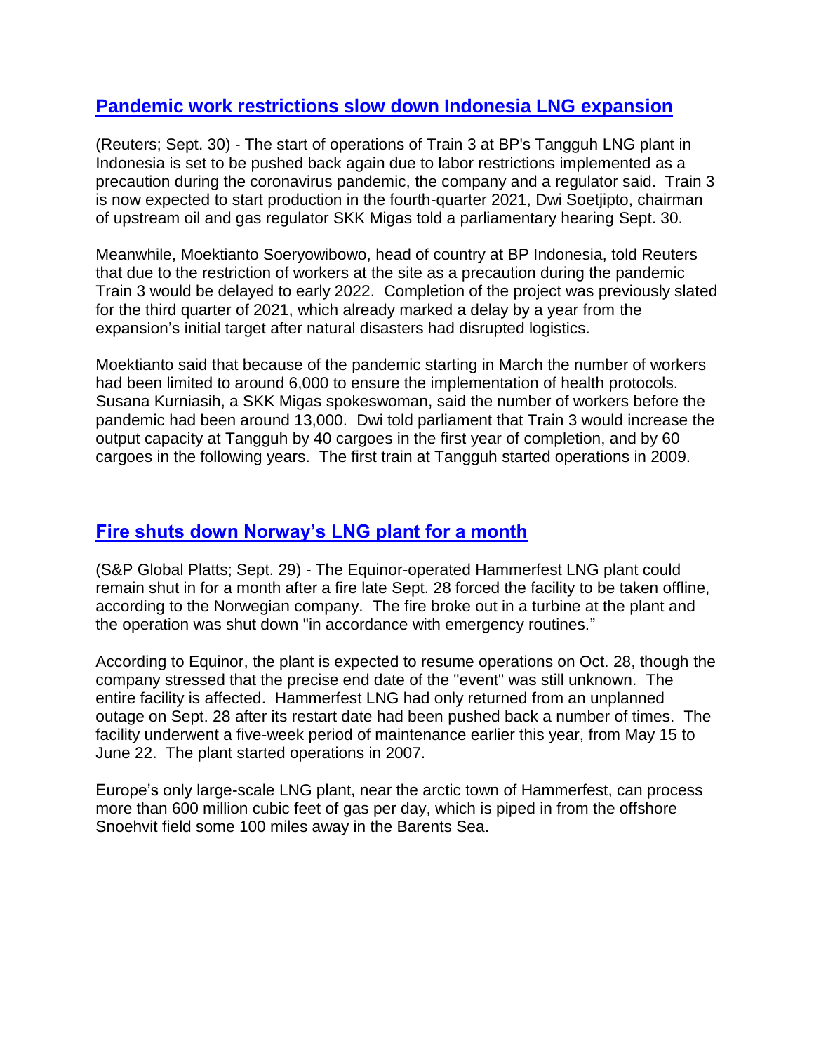## [Pandemic work restrictions slow down Indonesia LNG expansion]

(Reuters; Sept. 30) - The start of operations of Train 3 at BP's Tangguh LNG plant in Indonesia is set to be pushed back again due to labor restrictions implemented as a precaution during the coronavirus pandemic, the company and a regulator said. Train 3 is now expected to start production in the fourth-quarter 2021, Dwi Soetjipto, chairman of upstream oil and gas regulator SKK Migas told a parliamentary hearing Sept. 30.

Meanwhile, Moektianto Soeryowibowo, head of country at BP Indonesia, told Reuters that due to the restriction of workers at the site as a precaution during the pandemic Train 3 would be delayed to early 2022. Completion of the project was previously slated for the third quarter of 2021, which already marked a delay by a year from the expansion's initial target after natural disasters had disrupted logistics.

Moektianto said that because of the pandemic starting in March the number of workers had been limited to around 6,000 to ensure the implementation of health protocols. Susana Kurniasih, a SKK Migas spokeswoman, said the number of workers before the pandemic had been around 13,000. Dwi told parliament that Train 3 would increase the output capacity at Tangguh by 40 cargoes in the first year of completion, and by 60 cargoes in the following years. The first train at Tangguh started operations in 2009.

## [Fire shuts down Norway's LNG plant for a month]

(S&P Global Platts; Sept. 29) - The Equinor-operated Hammerfest LNG plant could remain shut in for a month after a fire late Sept. 28 forced the facility to be taken offline, according to the Norwegian company. The fire broke out in a turbine at the plant and the operation was shut down "in accordance with emergency routines."

According to Equinor, the plant is expected to resume operations on Oct. 28, though the company stressed that the precise end date of the "event" was still unknown. The entire facility is affected. Hammerfest LNG had only returned from an unplanned outage on Sept. 28 after its restart date had been pushed back a number of times. The facility underwent a five-week period of maintenance earlier this year, from May 15 to June 22. The plant started operations in 2007.

Europe's only large-scale LNG plant, near the arctic town of Hammerfest, can process more than 600 million cubic feet of gas per day, which is piped in from the offshore Snoehvit field some 100 miles away in the Barents Sea.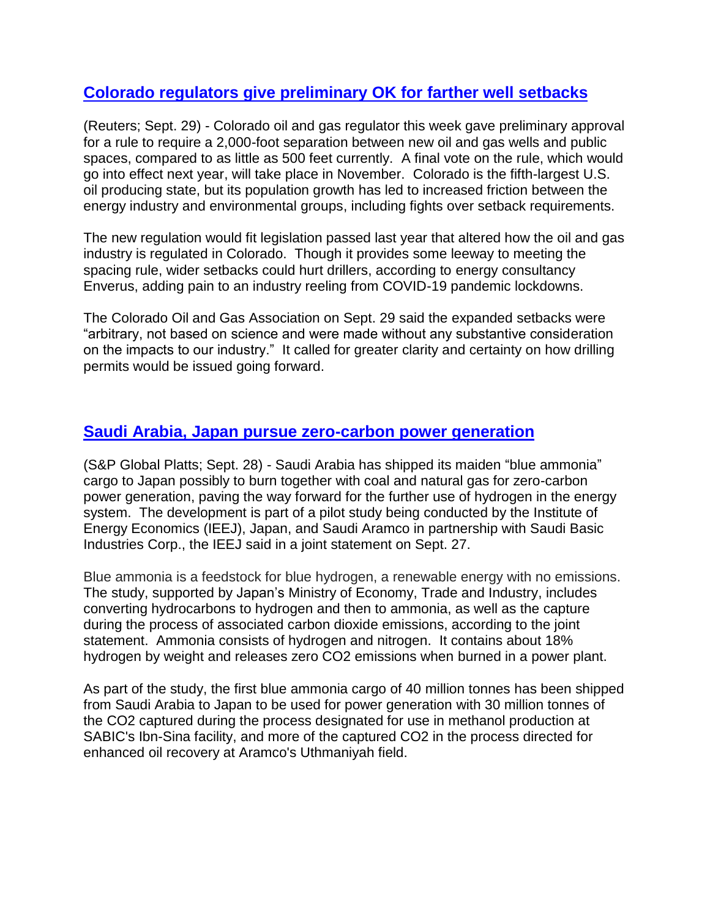## [Colorado regulators give preliminary OK for farther well setbacks]

(Reuters; Sept. 29) - Colorado oil and gas regulator this week gave preliminary approval for a rule to require a 2,000-foot separation between new oil and gas wells and public spaces, compared to as little as 500 feet currently. A final vote on the rule, which would go into effect next year, will take place in November. Colorado is the fifth-largest U.S. oil producing state, but its population growth has led to increased friction between the energy industry and environmental groups, including fights over setback requirements.

The new regulation would fit legislation passed last year that altered how the oil and gas industry is regulated in Colorado. Though it provides some leeway to meeting the spacing rule, wider setbacks could hurt drillers, according to energy consultancy Enverus, adding pain to an industry reeling from COVID-19 pandemic lockdowns.

The Colorado Oil and Gas Association on Sept. 29 said the expanded setbacks were "arbitrary, not based on science and were made without any substantive consideration on the impacts to our industry." It called for greater clarity and certainty on how drilling permits would be issued going forward.

## [Saudi Arabia, Japan pursue zero-carbon power generation]

(S&P Global Platts; Sept. 28) - Saudi Arabia has shipped its maiden "blue ammonia" cargo to Japan possibly to burn together with coal and natural gas for zero-carbon power generation, paving the way forward for the further use of hydrogen in the energy system. The development is part of a pilot study being conducted by the Institute of Energy Economics (IEEJ), Japan, and Saudi Aramco in partnership with Saudi Basic Industries Corp., the IEEJ said in a joint statement on Sept. 27.

Blue ammonia is a feedstock for blue hydrogen, a renewable energy with no emissions. The study, supported by Japan's Ministry of Economy, Trade and Industry, includes converting hydrocarbons to hydrogen and then to ammonia, as well as the capture during the process of associated carbon dioxide emissions, according to the joint statement. Ammonia consists of hydrogen and nitrogen. It contains about 18% hydrogen by weight and releases zero $CO_2$ emissions when burned in a power plant.

As part of the study, the first blue ammonia cargo of 40 million tonnes has been shipped from Saudi Arabia to Japan to be used for power generation with 30 million tonnes of the $CO_2$ captured during the process designated for use in methanol production at SABIC's Ibn-Sina facility, and more of the captured $CO_2$ in the process directed for enhanced oil recovery at Aramco's Uthmaniyah field.